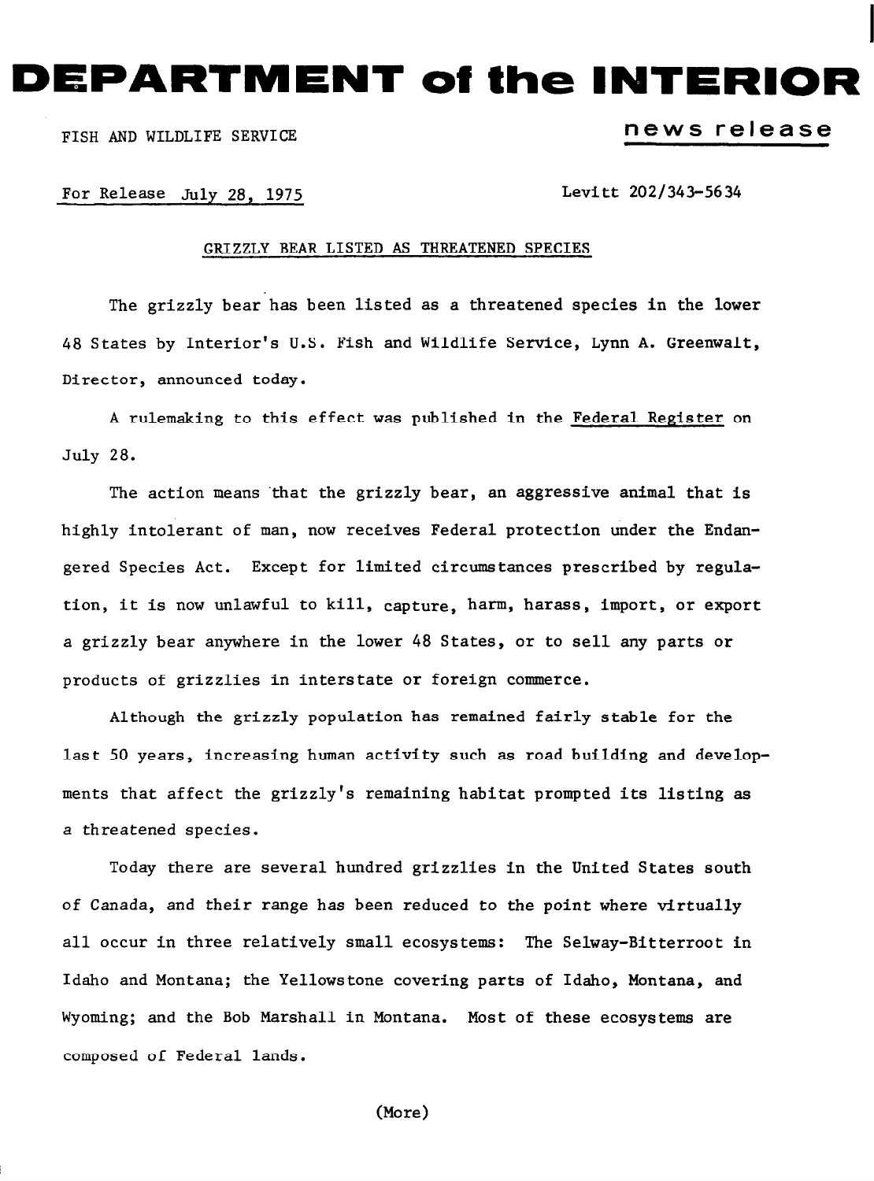# DEPARTMENT of the INTERIOR

FISH AND WILDLIFE SERVICE

**news release**

For Release July 28, 1975

Levitt 202/343-5634

## GRIZZLY BEAR LISTED AS THREATENED SPECIES

The grizzly bear has been listed as a threatened species in the lower 48 States by Interior's U.S. Fish and Wildlife Service, Lynn A. Greenwalt, Director, announced today.

A rulemaking to this effect was published in the Federal Register on July 28.

The action means that the grizzly bear, an aggressive animal that is highly intolerant of man, now receives Federal protection under the Endangered Species Act. Except for limited circumstances prescribed by regulation, it is now unlawful to kill, capture, harm, harass, import, or export a grizzly bear anywhere in the lower 48 States, or to sell any parts or products of grizzlies in interstate or foreign commerce.

Although the grizzly population has remained fairly stable for the last 50 years, increasing human activity such as road building and developments that affect the grizzly's remaining habitat prompted its listing as a threatened species.

Today there are several hundred grizzlies in the United States south of Canada, and their range has been reduced to the point where virtually all occur in three relatively small ecosystems: The Selway-Bitterroot in Idaho and Montana; the Yellowstone covering parts of Idaho, Montana, and Wyoming; and the Bob Marshall in Montana. Most of these ecosystems are composed of Federal lands.

(More)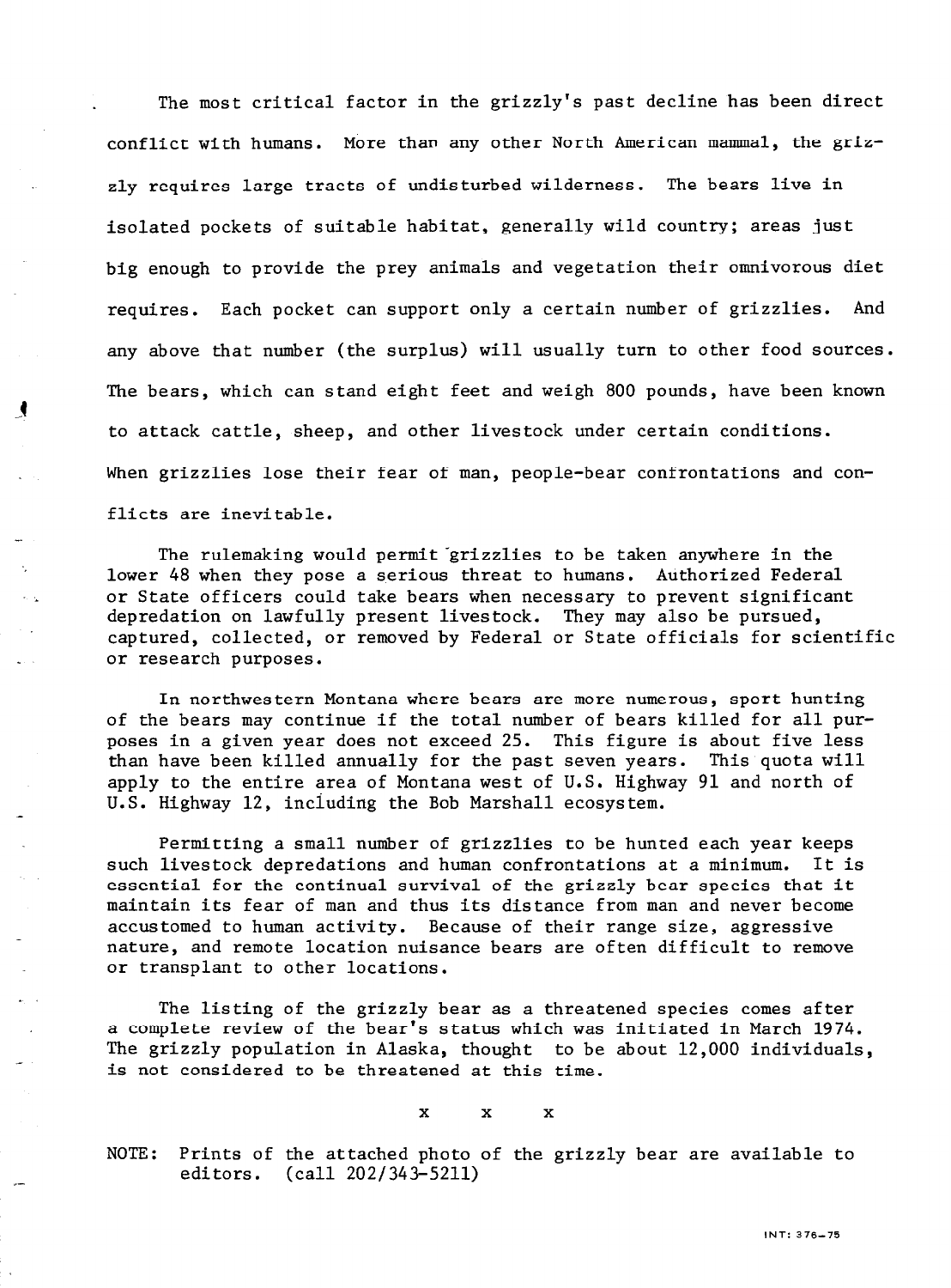The most critical factor in the grizzly's past decline has been direct conflict with humans. More than any other North American mammal, the grizzly requires large tracts of undisturbed wilderness. The bears live in isolated pockets of suitable habitat, generally wild country; areas just big enough to provide the prey animals and vegetation their omnivorous diet requires. Each pocket can support only a certain number of grizzlies. And any above that number (the surplus) will usually turn to other food sources. The bears, which can stand eight feet and weigh 800 pounds, have been known to attack cattle, sheep, and other livestock under certain conditions. When grizzlies lose their fear of man, people-bear confrontations and conflicts are inevitable.

The rulemaking would permit grizzlies to be taken anywhere in the lower 48 when they pose a serious threat to humans. Authorized Federal or State officers could take bears when necessary to prevent significant depredation on lawfully present livestock. They may also be pursued, captured, collected, or removed by Federal or State officials for scientific or research purposes.

In northwestern Montana where bears are more numerous, sport hunting of the bears may continue if the total number of bears killed for all purposes in a given year does not exceed 25. This figure is about five less than have been killed annually for the past seven years. This quota will apply to the entire area of Montana west of U.S. Highway 91 and north of U.S. Highway 12, including the Bob Marshall ecosystem.

Permitting a small number of grizzlies to be hunted each year keeps such livestock depredations and human confrontations at a minimum. It is essential for the continual survival of the grizzly bear species that it maintain its fear of man and thus its distance from man and never become accustomed to human activity. Because of their range size, aggressive nature, and remote location nuisance bears are often difficult to remove or transplant to other locations.

The listing of the grizzly bear as a threatened species comes after a complete review of the bear's status which was initiated in March 1974. The grizzly population in Alaska, thought to be about 12,000 individuals, is not considered to be threatened at this time.

x x x

NOTE: Prints of the attached photo of the grizzly bear are available to editors. (call 202/343-5211)

INT: 376-75